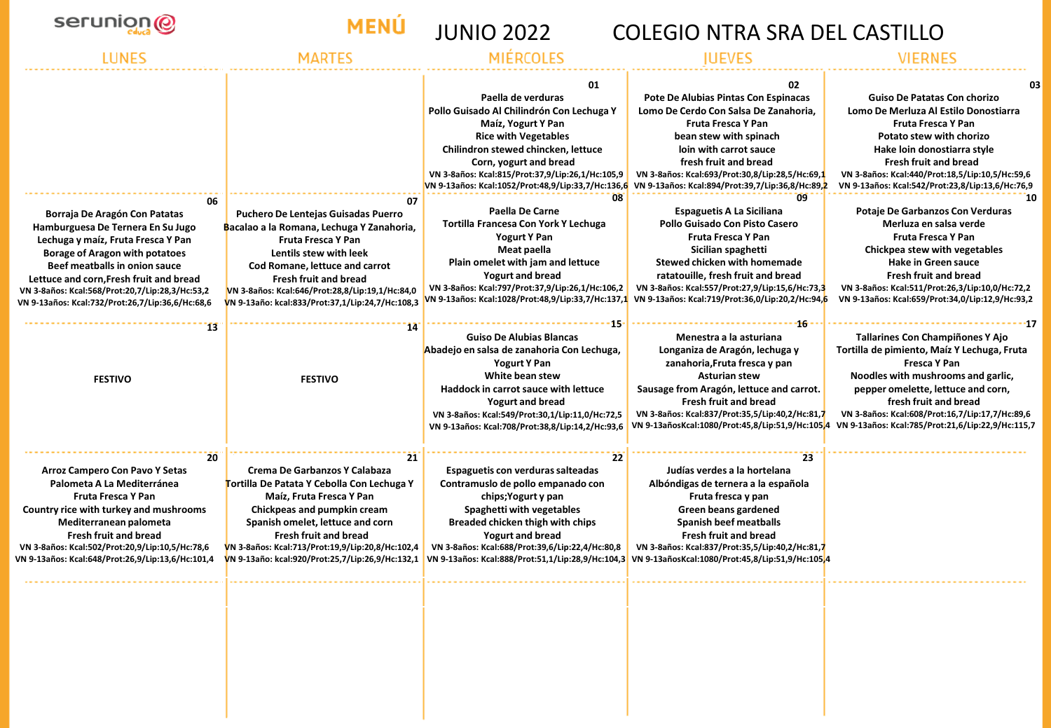serunion educa

# MENÚ JUNIO 2022 COLEGIO NTRA SRA DEL CASTILLO

| LUNES | MARTES | MIÉRCOLES | JUEVES | VIERNES |
|---|---|---|---|---|
| | | **01** Paella de verduras<br>Pollo Guisado Al Chilindrón Con Lechuga Y Maíz, Yogurt Y Pan<br>Rice with Vegetables<br>Chilindron stewed chicken, lettuce<br>Corn, yogurt and bread<br>VN 3-8años: Kcal:815/Prot:37,9/Lip:26,1/Hc:105,9<br>VN 9-13años: Kcal:1052/Prot:48,9/Lip:33,7/Hc:136,6 | **02** Pote De Alubias Pintas Con Espinacas<br>Lomo De Cerdo Con Salsa De Zanahoria, Fruta Fresca Y Pan<br>bean stew with spinach<br>loin with carrot sauce<br>fresh fruit and bread<br>VN 3-8años: Kcal:693/Prot:30,8/Lip:28,5/Hc:69,1<br>VN 9-13años: Kcal:894/Prot:39,7/Lip:36,8/Hc:89,2 | **03** Guiso De Patatas Con chorizo<br>Lomo De Merluza Al Estilo Donostiarra<br>Fruta Fresca Y Pan<br>Potato stew with chorizo<br>Hake loin donostiarra style<br>Fresh fruit and bread<br>VN 3-8años: Kcal:440/Prot:18,5/Lip:10,5/Hc:59,6<br>VN 9-13años: Kcal:542/Prot:23,8/Lip:13,6/Hc:76,9 |
| **06** Borraja De Aragón Con Patatas<br>Hamburguesa De Ternera En Su Jugo<br>Lechuga y maíz, Fruta Fresca Y Pan<br>Borage of Aragon with potatoes<br>Beef meatballs in onion sauce<br>Lettuce and corn,Fresh fruit and bread<br>VN 3-8años: Kcal:568/Prot:20,7/Lip:28,3/Hc:53,2<br>VN 9-13años: Kcal:732/Prot:26,7/Lip:36,6/Hc:68,6 | **07** Puchero De Lentejas Guisadas Puerro<br>Bacalao a la Romana, Lechuga Y Zanahoria, Fruta Fresca Y Pan<br>Lentils stew with leek<br>Cod Romane, lettuce and carrot<br>Fresh fruit and bread<br>VN 3-8años: Kcal:646/Prot:28,8/Lip:19,1/Hc:84,0<br>VN 9-13año: kcal:833/Prot:37,1/Lip:24,7/Hc:108,3 | **08** Paella De Carne<br>Tortilla Francesa Con York Y Lechuga<br>Yogurt Y Pan<br>Meat paella<br>Plain omelet with jam and lettuce<br>Yogurt and bread<br>VN 3-8años: Kcal:797/Prot:37,9/Lip:26,1/Hc:106,2<br>VN 9-13años: Kcal:1028/Prot:48,9/Lip:33,7/Hc:137,1 | **09** Espaguetis A La Siciliana<br>Pollo Guisado Con Pisto Casero<br>Fruta Fresca Y Pan<br>Sicilian spaghetti<br>Stewed chicken with homemade ratatouille, fresh fruit and bread<br>VN 3-8años: Kcal:557/Prot:27,9/Lip:15,6/Hc:73,3<br>VN 9-13años: Kcal:719/Prot:36,0/Lip:20,2/Hc:94,6 | **10** Potaje De Garbanzos Con Verduras<br>Merluza en salsa verde<br>Fruta Fresca Y Pan<br>Chickpea stew with vegetables<br>Hake in Green sauce<br>Fresh fruit and bread<br>VN 3-8años: Kcal:511/Prot:26,3/Lip:10,0/Hc:72,2<br>VN 9-13años: Kcal:659/Prot:34,0/Lip:12,9/Hc:93,2 |
| **13** FESTIVO | **14** FESTIVO | **15** Guiso De Alubias Blancas<br>Abadejo en salsa de zanahoria Con Lechuga, Yogurt Y Pan<br>White bean stew<br>Haddock in carrot sauce with lettuce<br>Yogurt and bread<br>VN 3-8años: Kcal:549/Prot:30,1/Lip:11,0/Hc:72,5<br>VN 9-13años: Kcal:708/Prot:38,8/Lip:14,2/Hc:93,6 | **16** Menestra a la asturiana<br>Longaniza de Aragón, lechuga y zanahoria,Fruta fresca y pan<br>Asturian stew<br>Sausage from Aragón, lettuce and carrot.<br>Fresh fruit and bread<br>VN 3-8años: Kcal:837/Prot:35,5/Lip:40,2/Hc:81,7<br>VN 9-13añosKcal:1080/Prot:45,8/Lip:51,9/Hc:105,4 | **17** Tallarines Con Champiñones Y Ajo<br>Tortilla de pimiento, Maíz Y Lechuga, Fruta Fresca Y Pan<br>Noodles with mushrooms and garlic, pepper omelette, lettuce and corn, fresh fruit and bread<br>VN 3-8años: Kcal:608/Prot:16,7/Lip:17,7/Hc:89,6<br>VN 9-13años: Kcal:785/Prot:21,6/Lip:22,9/Hc:115,7 |
| **20** Arroz Campero Con Pavo Y Setas<br>Palometa A La Mediterránea<br>Fruta Fresca Y Pan<br>Country rice with turkey and mushrooms<br>Mediterranean palometa<br>Fresh fruit and bread<br>VN 3-8años: Kcal:502/Prot:20,9/Lip:10,5/Hc:78,6<br>VN 9-13años: Kcal:648/Prot:26,9/Lip:13,6/Hc:101,4 | **21** Crema De Garbanzos Y Calabaza<br>Tortilla De Patata Y Cebolla Con Lechuga Y Maíz, Fruta Fresca Y Pan<br>Chickpeas and pumpkin cream<br>Spanish omelet, lettuce and corn<br>Fresh fruit and bread<br>VN 3-8años: Kcal:713/Prot:19,9/Lip:20,8/Hc:102,4<br>VN 9-13año: kcal:920/Prot:25,7/Lip:26,9/Hc:132,1 | **22** Espaguetis con verduras salteadas<br>Contramuslo de pollo empanado con chips;Yogurt y pan<br>Spaghetti with vegetables<br>Breaded chicken thigh with chips<br>Yogurt and bread<br>VN 3-8años: Kcal:688/Prot:39,6/Lip:22,4/Hc:80,8<br>VN 9-13años: Kcal:888/Prot:51,1/Lip:28,9/Hc:104,3 | **23** Judías verdes a la hortelana<br>Albóndigas de ternera a la española<br>Fruta fresca y pan<br>Green beans gardened<br>Spanish beef meatballs<br>Fresh fruit and bread<br>VN 3-8años: Kcal:837/Prot:35,5/Lip:40,2/Hc:81,7<br>VN 9-13añosKcal:1080/Prot:45,8/Lip:51,9/Hc:105,4 | |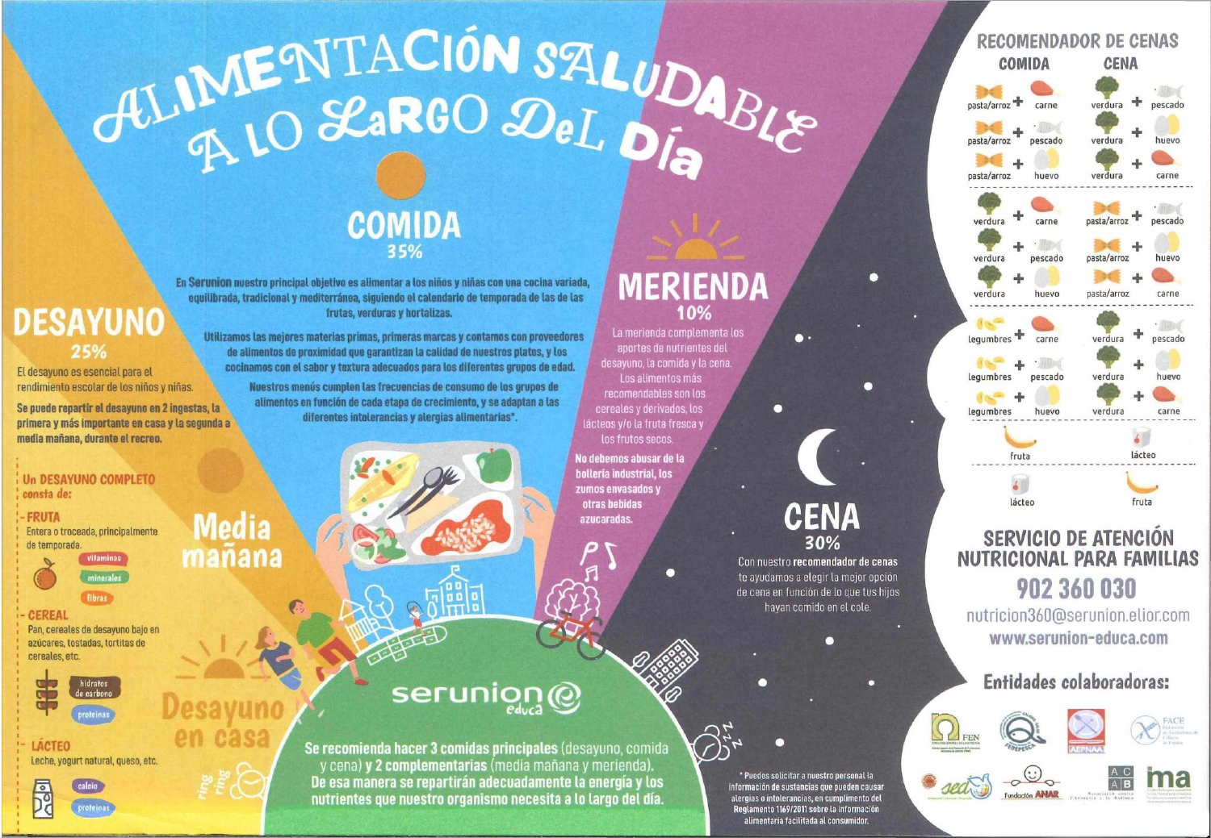# ALIMENTACIÓN SALUDABLE A LO LARGO DEL DÍA

## DESAYUNO
25%

El desayuno es esencial para el rendimiento escolar de los niños y niñas.

**Se puede repartir el desayuno en 2 ingestas, la primera y más importante en casa y la segunda a media mañana, durante el recreo.**

**Un DESAYUNO COMPLETO consta de:**

- **FRUTA**
  Entera o troceada, principalmente de temporada.
  vitaminas · minerales · fibras
- **CEREAL**
  Pan, cereales de desayuno bajo en azúcares, tostadas, tortitas de cereales, etc.
  hidratos de carbono · proteínas
- **LÁCTEO**
  Leche, yogurt natural, queso, etc.
  calcio · proteínas

Media mañana

Desayuno en casa

## COMIDA
35%

**En Serunion nuestro principal objetivo es alimentar a los niños y niñas con una cocina variada, equilibrada, tradicional y mediterránea, siguiendo el calendario de temporada de las de las frutas, verduras y hortalizas.**

**Utilizamos las mejores materias primas, primeras marcas y contamos con proveedores de alimentos de proximidad que garantizan la calidad de nuestros platos, y los cocinamos con el sabor y textura adecuados para los diferentes grupos de edad.**

**Nuestros menús cumplen las frecuencias de consumo de los grupos de alimentos en función de cada etapa de crecimiento, y se adaptan a las diferentes intolerancias y alergias alimentarias\*.**

## MERIENDA
10%

La merienda complementa los aportes de nutrientes del desayuno, la comida y la cena. Los alimentos más recomendables son los cereales y derivados, los lácteos y/o la fruta fresca y los frutos secos.

**No debemos abusar de la bollería industrial, los zumos envasados y otras bebidas azucaradas.**

## CENA
30%

Con nuestro **recomendador de cenas** te ayudamos a elegir la mejor opción de cena en función de lo que tus hijos hayan comido en el cole.

serunion educa

**Se recomienda hacer 3 comidas principales** (desayuno, comida y cena) **y 2 complementarias** (media mañana y merienda). **De esa manera se repartirán adecuadamente la energía y los nutrientes que nuestro organismo necesita a lo largo del día.**

\* Puedes solicitar a nuestro personal la información de sustancias que pueden causar alergias o intolerancias, en cumplimiento del Reglamento 1169/2011 sobre la información alimentaria facilitada al consumidor.

## RECOMENDADOR DE CENAS

| COMIDA | CENA |
|---|---|
| pasta/arroz + carne | verdura + pescado |
| pasta/arroz + pescado | verdura + huevo |
| pasta/arroz + huevo | verdura + carne |
| verdura + carne | pasta/arroz + pescado |
| verdura + pescado | pasta/arroz + huevo |
| verdura + huevo | pasta/arroz + carne |
| legumbres + carne | verdura + pescado |
| legumbres + pescado | verdura + huevo |
| legumbres + huevo | verdura + carne |
| fruta | lácteo |
| lácteo | fruta |

## SERVICIO DE ATENCIÓN NUTRICIONAL PARA FAMILIAS

**902 360 030**

nutricion360@serunion.elior.com

**www.serunion-educa.com**

**Entidades colaboradoras:**

FEN · FEDEPESCA · AEPNAA · FACE · sed · Fundación ANAR · ACAB Asociación contra l'Anorèxia i la Bulímia · ima